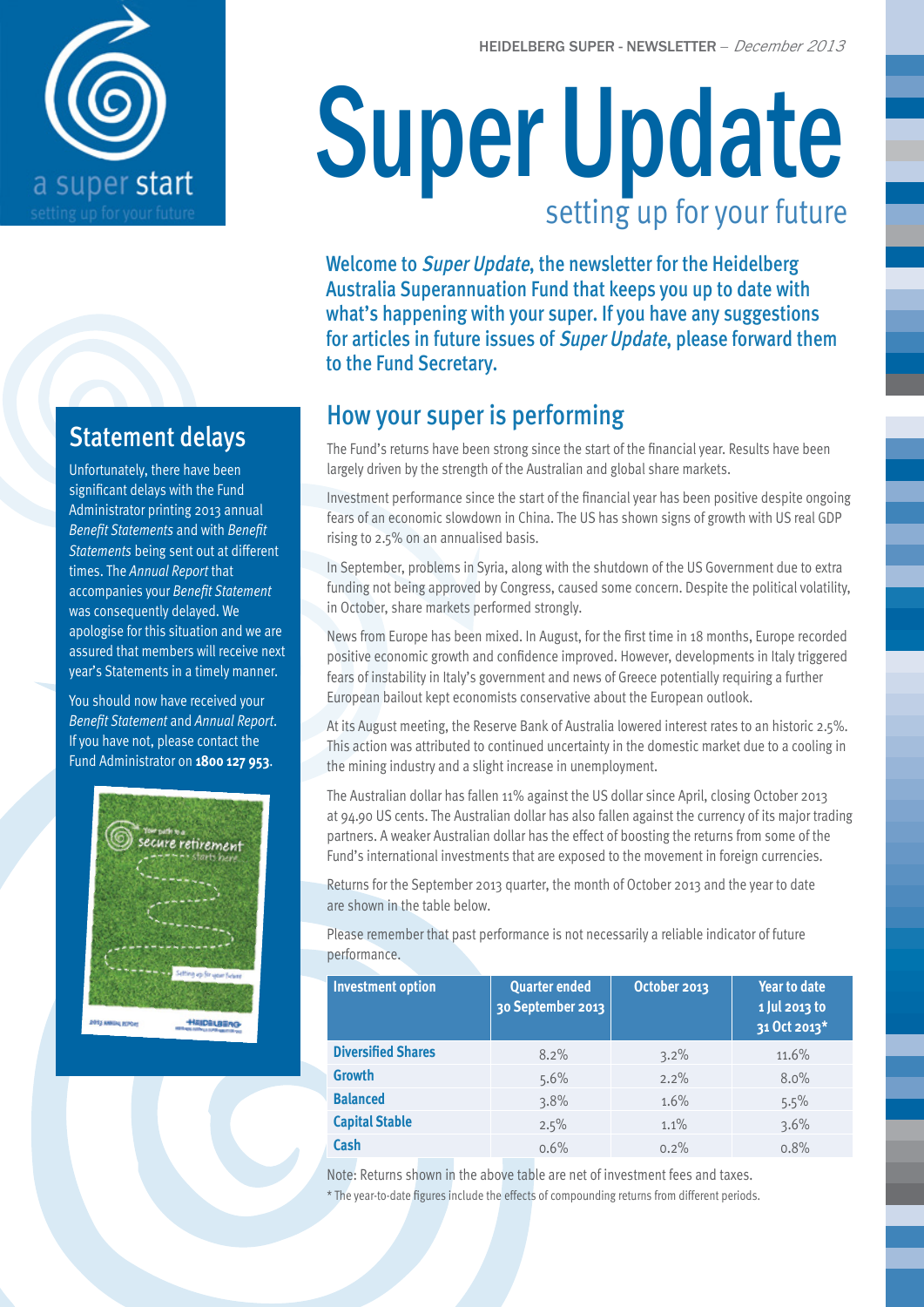HEIDELBERG SUPER - NEWSLETTER – *December 2013*

a super start
setting up for your future

# Super Update

setting up for your future

**Welcome to *Super Update*, the newsletter for the Heidelberg Australia Superannuation Fund that keeps you up to date with what's happening with your super. If you have any suggestions for articles in future issues of *Super Update*, please forward them to the Fund Secretary.**

## How your super is performing

The Fund's returns have been strong since the start of the financial year. Results have been largely driven by the strength of the Australian and global share markets.

Investment performance since the start of the financial year has been positive despite ongoing fears of an economic slowdown in China. The US has shown signs of growth with US real GDP rising to 2.5% on an annualised basis.

In September, problems in Syria, along with the shutdown of the US Government due to extra funding not being approved by Congress, caused some concern. Despite the political volatility, in October, share markets performed strongly.

News from Europe has been mixed. In August, for the first time in 18 months, Europe recorded positive economic growth and confidence improved. However, developments in Italy triggered fears of instability in Italy's government and news of Greece potentially requiring a further European bailout kept economists conservative about the European outlook.

At its August meeting, the Reserve Bank of Australia lowered interest rates to an historic 2.5%. This action was attributed to continued uncertainty in the domestic market due to a cooling in the mining industry and a slight increase in unemployment.

The Australian dollar has fallen 11% against the US dollar since April, closing October 2013 at 94.90 US cents. The Australian dollar has also fallen against the currency of its major trading partners. A weaker Australian dollar has the effect of boosting the returns from some of the Fund's international investments that are exposed to the movement in foreign currencies.

Returns for the September 2013 quarter, the month of October 2013 and the year to date are shown in the table below.

Please remember that past performance is not necessarily a reliable indicator of future performance.

| Investment option | Quarter ended 30 September 2013 | October 2013 | Year to date 1 Jul 2013 to 31 Oct 2013* |
|---|---|---|---|
| **Diversified Shares** | 8.2% | 3.2% | 11.6% |
| **Growth** | 5.6% | 2.2% | 8.0% |
| **Balanced** | 3.8% | 1.6% | 5.5% |
| **Capital Stable** | 2.5% | 1.1% | 3.6% |
| **Cash** | 0.6% | 0.2% | 0.8% |

Note: Returns shown in the above table are net of investment fees and taxes.

\* The year-to-date figures include the effects of compounding returns from different periods.

## Statement delays

Unfortunately, there have been significant delays with the Fund Administrator printing 2013 annual *Benefit Statements* and with *Benefit Statements* being sent out at different times. The *Annual Report* that accompanies your *Benefit Statement* was consequently delayed. We apologise for this situation and we are assured that members will receive next year's Statements in a timely manner.

You should now have received your *Benefit Statement* and *Annual Report*. If you have not, please contact the Fund Administrator on **1800 127 953**.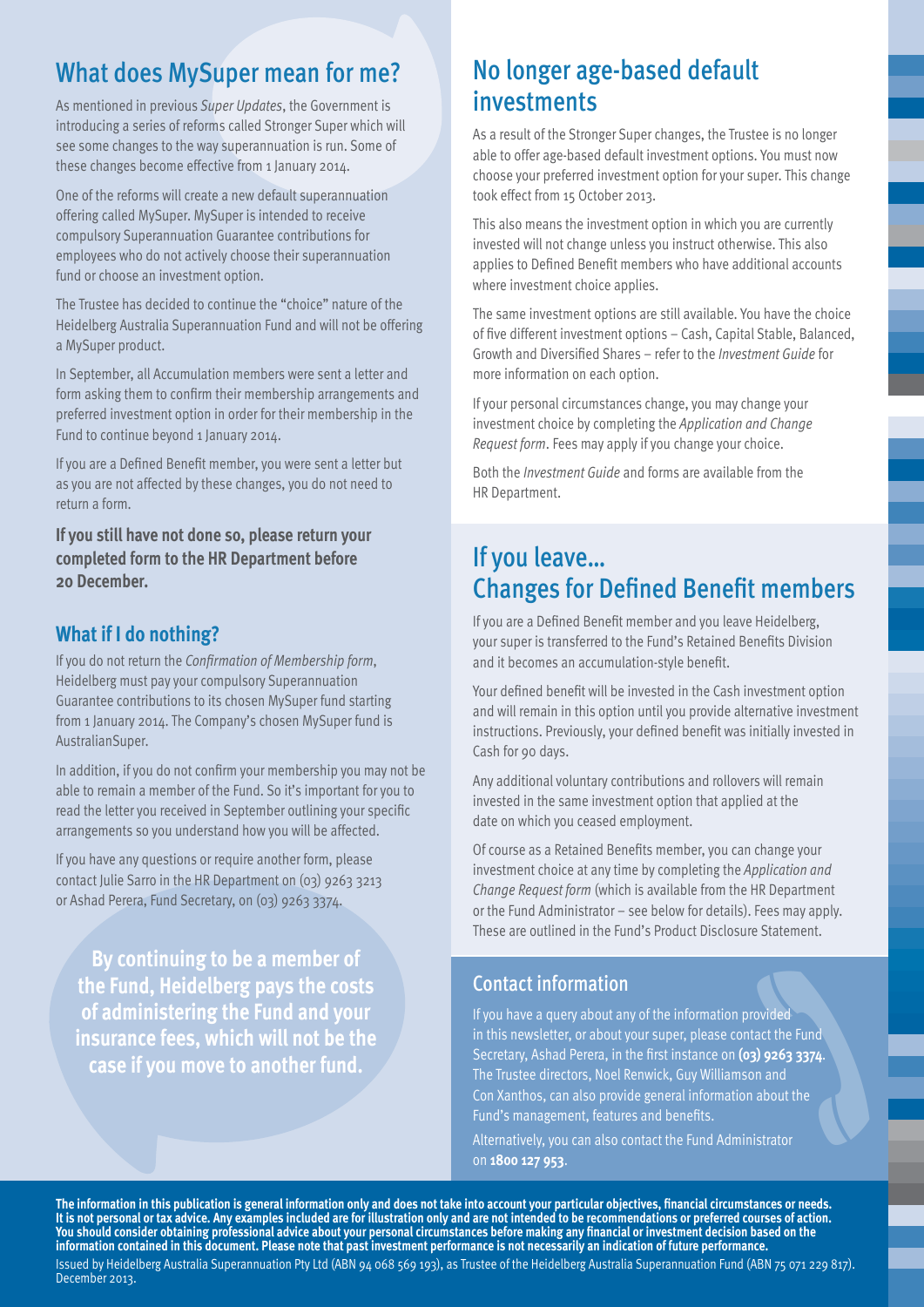## What does MySuper mean for me?

As mentioned in previous *Super Updates*, the Government is introducing a series of reforms called Stronger Super which will see some changes to the way superannuation is run. Some of these changes become effective from 1 January 2014.

One of the reforms will create a new default superannuation offering called MySuper. MySuper is intended to receive compulsory Superannuation Guarantee contributions for employees who do not actively choose their superannuation fund or choose an investment option.

The Trustee has decided to continue the "choice" nature of the Heidelberg Australia Superannuation Fund and will not be offering a MySuper product.

In September, all Accumulation members were sent a letter and form asking them to confirm their membership arrangements and preferred investment option in order for their membership in the Fund to continue beyond 1 January 2014.

If you are a Defined Benefit member, you were sent a letter but as you are not affected by these changes, you do not need to return a form.

**If you still have not done so, please return your completed form to the HR Department before 20 December.**

### What if I do nothing?

If you do not return the *Confirmation of Membership form*, Heidelberg must pay your compulsory Superannuation Guarantee contributions to its chosen MySuper fund starting from 1 January 2014. The Company's chosen MySuper fund is AustralianSuper.

In addition, if you do not confirm your membership you may not be able to remain a member of the Fund. So it's important for you to read the letter you received in September outlining your specific arrangements so you understand how you will be affected.

If you have any questions or require another form, please contact Julie Sarro in the HR Department on (03) 9263 3213 or Ashad Perera, Fund Secretary, on (03) 9263 3374.

**By continuing to be a member of the Fund, Heidelberg pays the costs of administering the Fund and your insurance fees, which will not be the case if you move to another fund.**

## No longer age-based default investments

As a result of the Stronger Super changes, the Trustee is no longer able to offer age-based default investment options. You must now choose your preferred investment option for your super. This change took effect from 15 October 2013.

This also means the investment option in which you are currently invested will not change unless you instruct otherwise. This also applies to Defined Benefit members who have additional accounts where investment choice applies.

The same investment options are still available. You have the choice of five different investment options – Cash, Capital Stable, Balanced, Growth and Diversified Shares – refer to the *Investment Guide* for more information on each option.

If your personal circumstances change, you may change your investment choice by completing the *Application and Change Request form*. Fees may apply if you change your choice.

Both the *Investment Guide* and forms are available from the HR Department.

## If you leave… Changes for Defined Benefit members

If you are a Defined Benefit member and you leave Heidelberg, your super is transferred to the Fund's Retained Benefits Division and it becomes an accumulation-style benefit.

Your defined benefit will be invested in the Cash investment option and will remain in this option until you provide alternative investment instructions. Previously, your defined benefit was initially invested in Cash for 90 days.

Any additional voluntary contributions and rollovers will remain invested in the same investment option that applied at the date on which you ceased employment.

Of course as a Retained Benefits member, you can change your investment choice at any time by completing the *Application and Change Request form* (which is available from the HR Department or the Fund Administrator – see below for details). Fees may apply. These are outlined in the Fund's Product Disclosure Statement.

### Contact information

If you have a query about any of the information provided in this newsletter, or about your super, please contact the Fund Secretary, Ashad Perera, in the first instance on **(03) 9263 3374**. The Trustee directors, Noel Renwick, Guy Williamson and Con Xanthos, can also provide general information about the Fund's management, features and benefits.

Alternatively, you can also contact the Fund Administrator on **1800 127 953**.

**The information in this publication is general information only and does not take into account your particular objectives, financial circumstances or needs. It is not personal or tax advice. Any examples included are for illustration only and are not intended to be recommendations or preferred courses of action. You should consider obtaining professional advice about your personal circumstances before making any financial or investment decision based on the information contained in this document. Please note that past investment performance is not necessarily an indication of future performance.**

Issued by Heidelberg Australia Superannuation Pty Ltd (ABN 94 068 569 193), as Trustee of the Heidelberg Australia Superannuation Fund (ABN 75 071 229 817). December 2013.